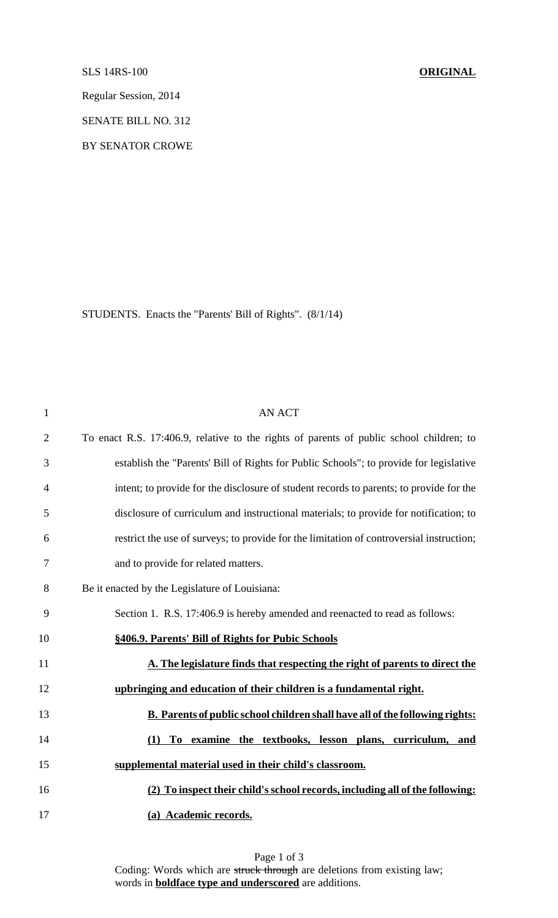SLS 14RS-100 **ORIGINAL**

Regular Session, 2014

SENATE BILL NO. 312

BY SENATOR CROWE

STUDENTS. Enacts the "Parents' Bill of Rights". (8/1/14)

AN ACT

To enact R.S. 17:406.9, relative to the rights of parents of public school children; to establish the "Parents' Bill of Rights for Public Schools"; to provide for legislative intent; to provide for the disclosure of student records to parents; to provide for the disclosure of curriculum and instructional materials; to provide for notification; to restrict the use of surveys; to provide for the limitation of controversial instruction; and to provide for related matters.

Be it enacted by the Legislature of Louisiana:

Section 1. R.S. 17:406.9 is hereby amended and reenacted to read as follows:

**§406.9. Parents' Bill of Rights for Pubic Schools**

**A. The legislature finds that respecting the right of parents to direct the upbringing and education of their children is a fundamental right.**

**B. Parents of public school children shall have all of the following rights:**

**(1) To examine the textbooks, lesson plans, curriculum, and supplemental material used in their child's classroom.**

**(2) To inspect their child's school records, including all of the following:**

**(a) Academic records.**

Coding: Words which are ~~struck through~~ are deletions from existing law; words in **boldface type and underscored** are additions.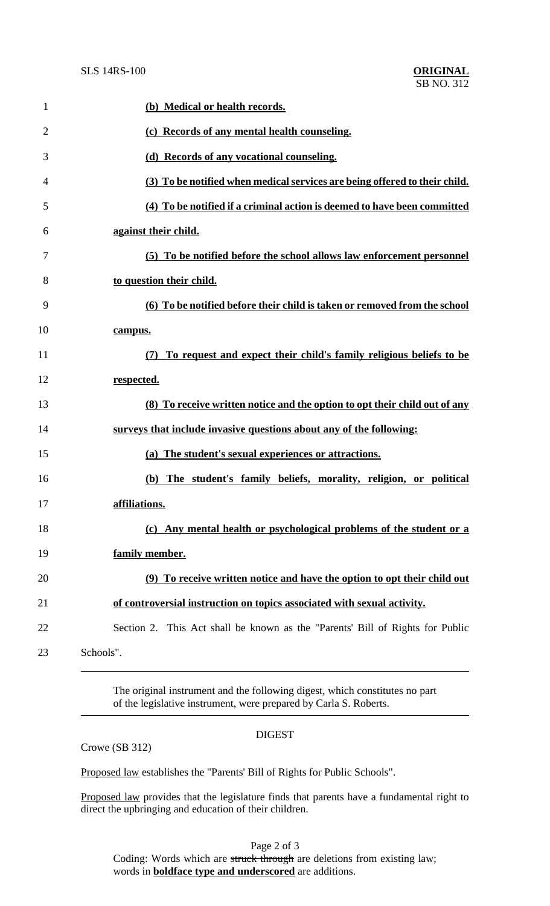**(b) Medical or health records.**

**(c) Records of any mental health counseling.**

**(d) Records of any vocational counseling.**

**(3) To be notified when medical services are being offered to their child.**

**(4) To be notified if a criminal action is deemed to have been committed against their child.**

**(5) To be notified before the school allows law enforcement personnel to question their child.**

**(6) To be notified before their child is taken or removed from the school campus.**

**(7) To request and expect their child's family religious beliefs to be respected.**

**(8) To receive written notice and the option to opt their child out of any surveys that include invasive questions about any of the following:**

**(a) The student's sexual experiences or attractions.**

**(b) The student's family beliefs, morality, religion, or political affiliations.**

**(c) Any mental health or psychological problems of the student or a family member.**

**(9) To receive written notice and have the option to opt their child out of controversial instruction on topics associated with sexual activity.**

Section 2. This Act shall be known as the "Parents' Bill of Rights for Public Schools".

---

The original instrument and the following digest, which constitutes no part of the legislative instrument, were prepared by Carla S. Roberts.

---

## DIGEST

Crowe (SB 312)

Proposed law establishes the "Parents' Bill of Rights for Public Schools".

Proposed law provides that the legislature finds that parents have a fundamental right to direct the upbringing and education of their children.

Coding: Words which are ~~struck through~~ are deletions from existing law; words in **boldface type and underscored** are additions.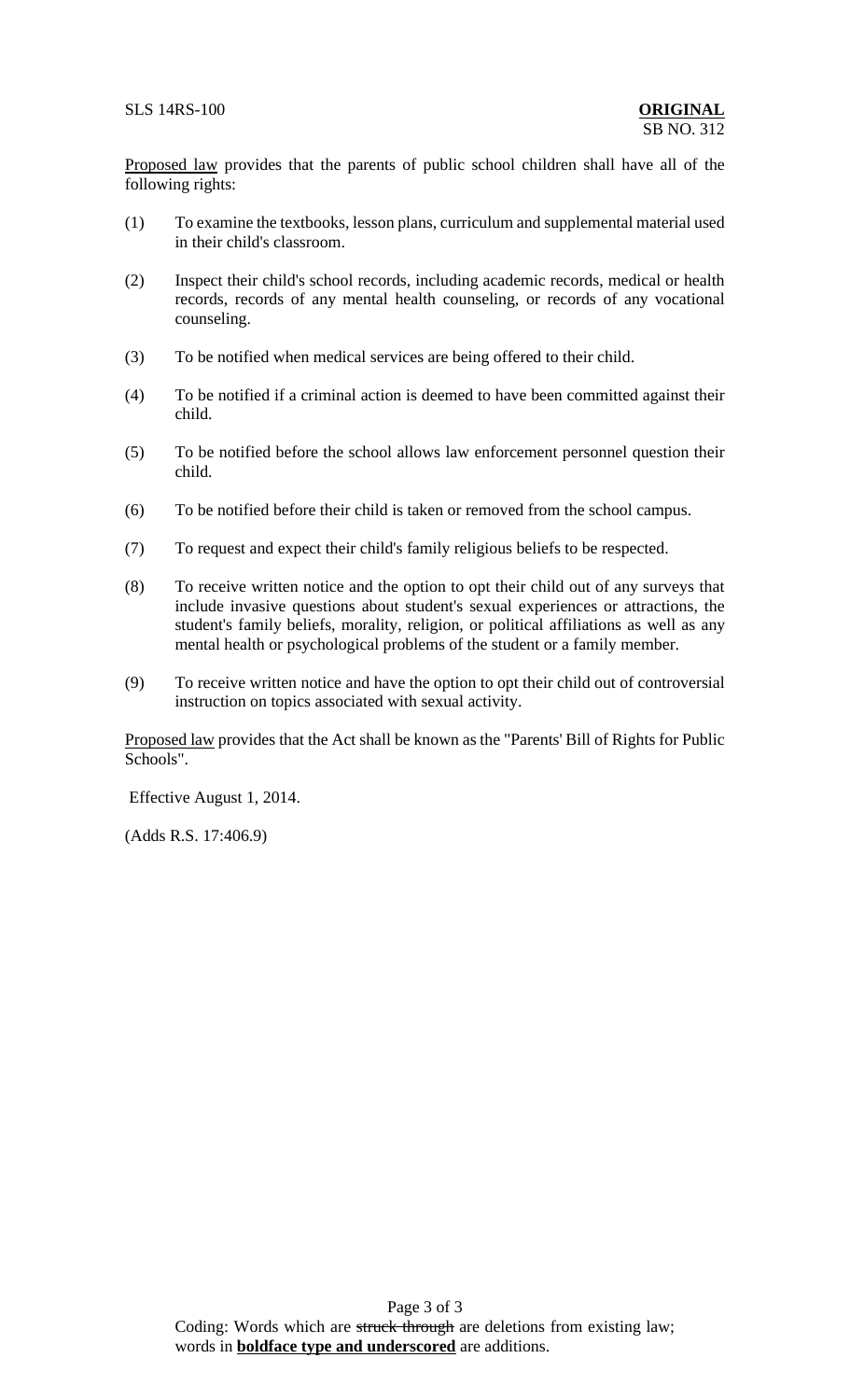Proposed law provides that the parents of public school children shall have all of the following rights:

(1) To examine the textbooks, lesson plans, curriculum and supplemental material used in their child's classroom.

(2) Inspect their child's school records, including academic records, medical or health records, records of any mental health counseling, or records of any vocational counseling.

(3) To be notified when medical services are being offered to their child.

(4) To be notified if a criminal action is deemed to have been committed against their child.

(5) To be notified before the school allows law enforcement personnel question their child.

(6) To be notified before their child is taken or removed from the school campus.

(7) To request and expect their child's family religious beliefs to be respected.

(8) To receive written notice and the option to opt their child out of any surveys that include invasive questions about student's sexual experiences or attractions, the student's family beliefs, morality, religion, or political affiliations as well as any mental health or psychological problems of the student or a family member.

(9) To receive written notice and have the option to opt their child out of controversial instruction on topics associated with sexual activity.

Proposed law provides that the Act shall be known as the "Parents' Bill of Rights for Public Schools".

Effective August 1, 2014.

(Adds R.S. 17:406.9)

Coding: Words which are ~~struck through~~ are deletions from existing law; words in **boldface type and underscored** are additions.